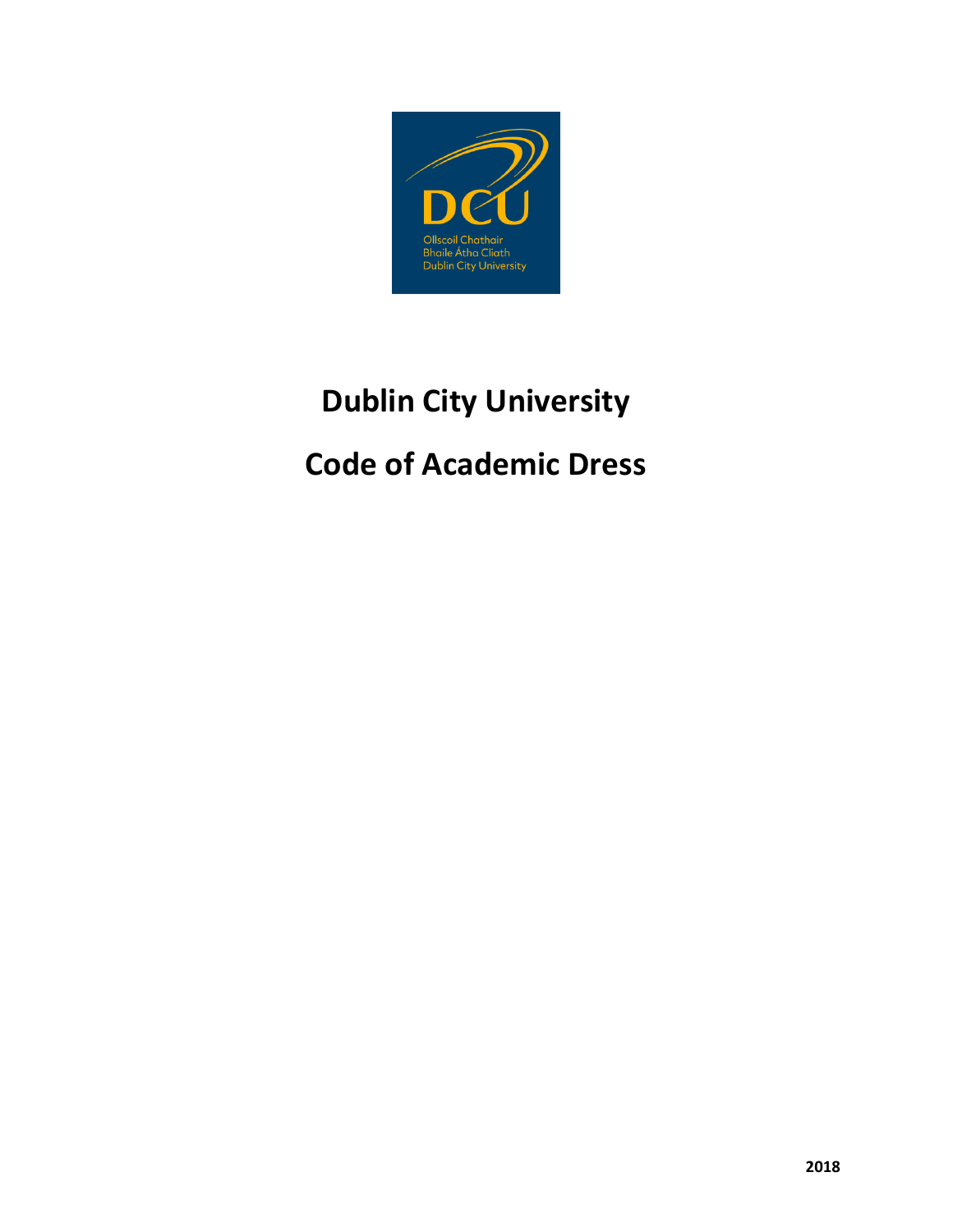# Dublin City University

# Code of Academic Dress

2018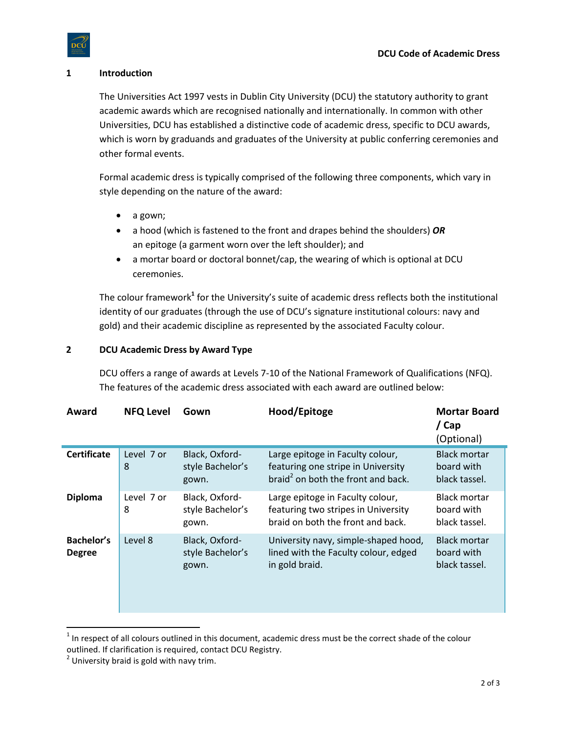## 1 Introduction

The Universities Act 1997 vests in Dublin City University (DCU) the statutory authority to grant academic awards which are recognised nationally and internationally. In common with other Universities, DCU has established a distinctive code of academic dress, specific to DCU awards, which is worn by graduands and graduates of the University at public conferring ceremonies and other formal events.

Formal academic dress is typically comprised of the following three components, which vary in style depending on the nature of the award:

- a gown;
- a hood (which is fastened to the front and drapes behind the shoulders) ***OR*** an epitoge (a garment worn over the left shoulder); and
- a mortar board or doctoral bonnet/cap, the wearing of which is optional at DCU ceremonies.

The colour framework[1] for the University's suite of academic dress reflects both the institutional identity of our graduates (through the use of DCU's signature institutional colours: navy and gold) and their academic discipline as represented by the associated Faculty colour.

## 2 DCU Academic Dress by Award Type

DCU offers a range of awards at Levels 7-10 of the National Framework of Qualifications (NFQ). The features of the academic dress associated with each award are outlined below:

| Award | NFQ Level | Gown | Hood/Epitoge | Mortar Board / Cap (Optional) |
|---|---|---|---|---|
| **Certificate** | Level 7 or 8 | Black, Oxford-style Bachelor's gown. | Large epitoge in Faculty colour, featuring one stripe in University braid[2] on both the front and back. | Black mortar board with black tassel. |
| **Diploma** | Level 7 or 8 | Black, Oxford-style Bachelor's gown. | Large epitoge in Faculty colour, featuring two stripes in University braid on both the front and back. | Black mortar board with black tassel. |
| **Bachelor's Degree** | Level 8 | Black, Oxford-style Bachelor's gown. | University navy, simple-shaped hood, lined with the Faculty colour, edged in gold braid. | Black mortar board with black tassel. |

[1] In respect of all colours outlined in this document, academic dress must be the correct shade of the colour outlined. If clarification is required, contact DCU Registry.

[2] University braid is gold with navy trim.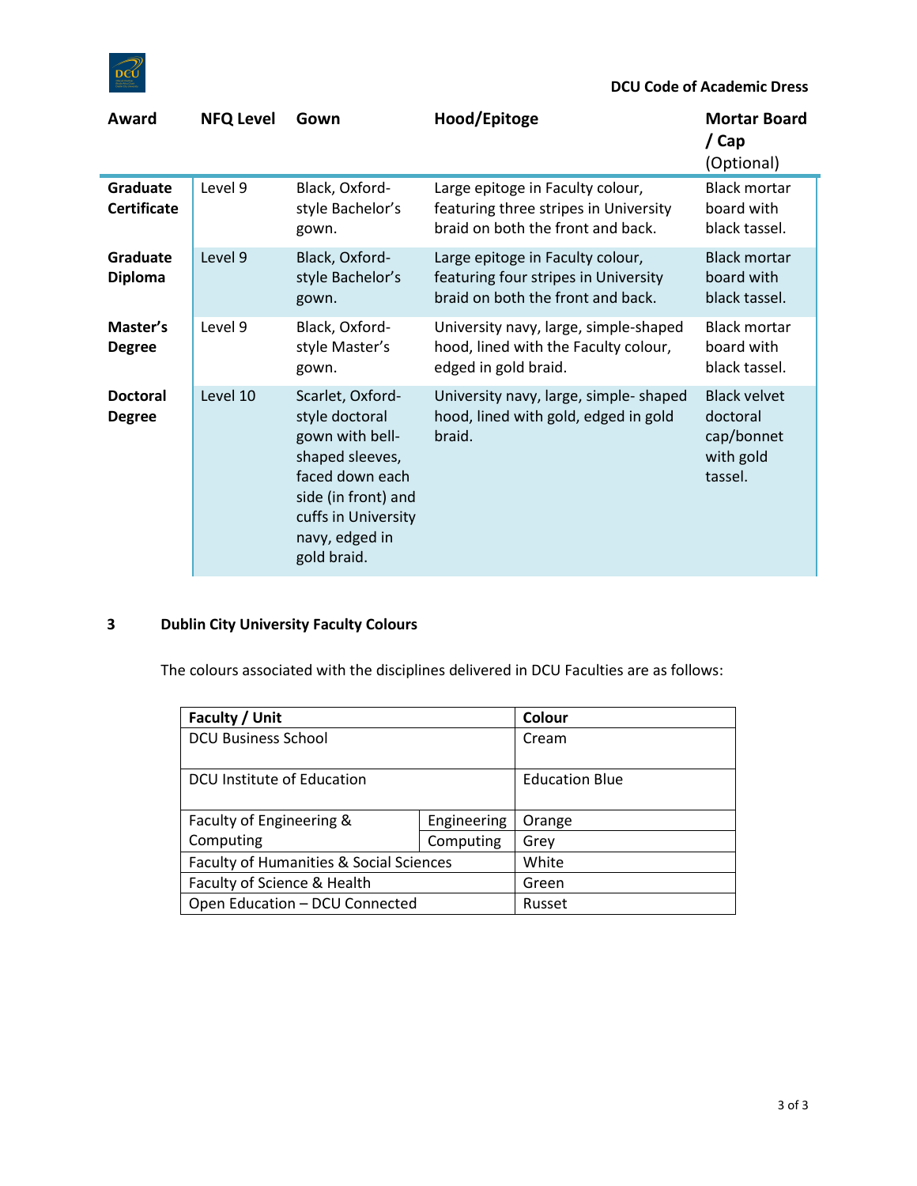| Award | NFQ Level | Gown | Hood/Epitoge | Mortar Board / Cap (Optional) |
|---|---|---|---|---|
| **Graduate Certificate** | Level 9 | Black, Oxford-style Bachelor's gown. | Large epitoge in Faculty colour, featuring three stripes in University braid on both the front and back. | Black mortar board with black tassel. |
| **Graduate Diploma** | Level 9 | Black, Oxford-style Bachelor's gown. | Large epitoge in Faculty colour, featuring four stripes in University braid on both the front and back. | Black mortar board with black tassel. |
| **Master's Degree** | Level 9 | Black, Oxford-style Master's gown. | University navy, large, simple-shaped hood, lined with the Faculty colour, edged in gold braid. | Black mortar board with black tassel. |
| **Doctoral Degree** | Level 10 | Scarlet, Oxford-style doctoral gown with bell-shaped sleeves, faced down each side (in front) and cuffs in University navy, edged in gold braid. | University navy, large, simple- shaped hood, lined with gold, edged in gold braid. | Black velvet doctoral cap/bonnet with gold tassel. |

## 3 Dublin City University Faculty Colours

The colours associated with the disciplines delivered in DCU Faculties are as follows:

| Faculty / Unit | | Colour |
|---|---|---|
| DCU Business School | | Cream |
| DCU Institute of Education | | Education Blue |
| Faculty of Engineering & Computing | Engineering | Orange |
| | Computing | Grey |
| Faculty of Humanities & Social Sciences | | White |
| Faculty of Science & Health | | Green |
| Open Education – DCU Connected | | Russet |